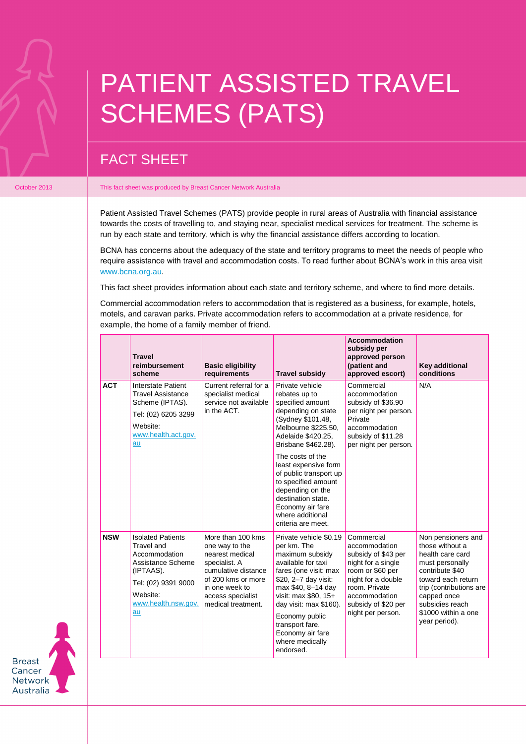# PATIENT ASSISTED TRAVEL SCHEMES (PATS)

## FACT SHEET

October 2013

This fact sheet was produced by Breast Cancer Network Australia

Patient Assisted Travel Schemes (PATS) provide people in rural areas of Australia with financial assistance towards the costs of travelling to, and staying near, specialist medical services for treatment. The scheme is run by each state and territory, which is why the financial assistance differs according to location.

BCNA has concerns about the adequacy of the state and territory programs to meet the needs of people who require assistance with travel and accommodation costs. To read further about BCNA's work in this area visit www.bcna.org.au.

This fact sheet provides information about each state and territory scheme, and where to find more details.

Commercial accommodation refers to accommodation that is registered as a business, for example, hotels, motels, and caravan parks. Private accommodation refers to accommodation at a private residence, for example, the home of a family member of friend.

| | Travel reimbursement scheme | Basic eligibility requirements | Travel subsidy | Accommodation subsidy per approved person (patient and approved escort) | Key additional conditions |
|---|---|---|---|---|---|
| **ACT** | Interstate Patient Travel Assistance Scheme (IPTAS).<br>Tel: (02) 6205 3299<br>Website: www.health.act.gov.au | Current referral for a specialist medical service not available in the ACT. | Private vehicle rebates up to specified amount depending on state (Sydney $101.48, Melbourne $225.50, Adelaide $420.25, Brisbane $462.28).<br>The costs of the least expensive form of public transport up to specified amount depending on the destination state. Economy air fare where additional criteria are meet. | Commercial accommodation subsidy of $36.90 per night per person. Private accommodation subsidy of $11.28 per night per person. | N/A |
| **NSW** | Isolated Patients Travel and Accommodation Assistance Scheme (IPTAAS).<br>Tel: (02) 9391 9000<br>Website: www.health.nsw.gov.au | More than 100 kms one way to the nearest medical specialist. A cumulative distance of 200 kms or more in one week to access specialist medical treatment. | Private vehicle $0.19 per km. The maximum subsidy available for taxi fares (one visit: max $20, 2–7 day visit: max $40, 8–14 day visit: max $80, 15+ day visit: max $160).<br>Economy public transport fare. Economy air fare where medically endorsed. | Commercial accommodation subsidy of $43 per night for a single room or $60 per night for a double room. Private accommodation subsidy of $20 per night per person. | Non pensioners and those without a health care card must personally contribute $40 toward each return trip (contributions are capped once subsidies reach $1000 within a one year period). |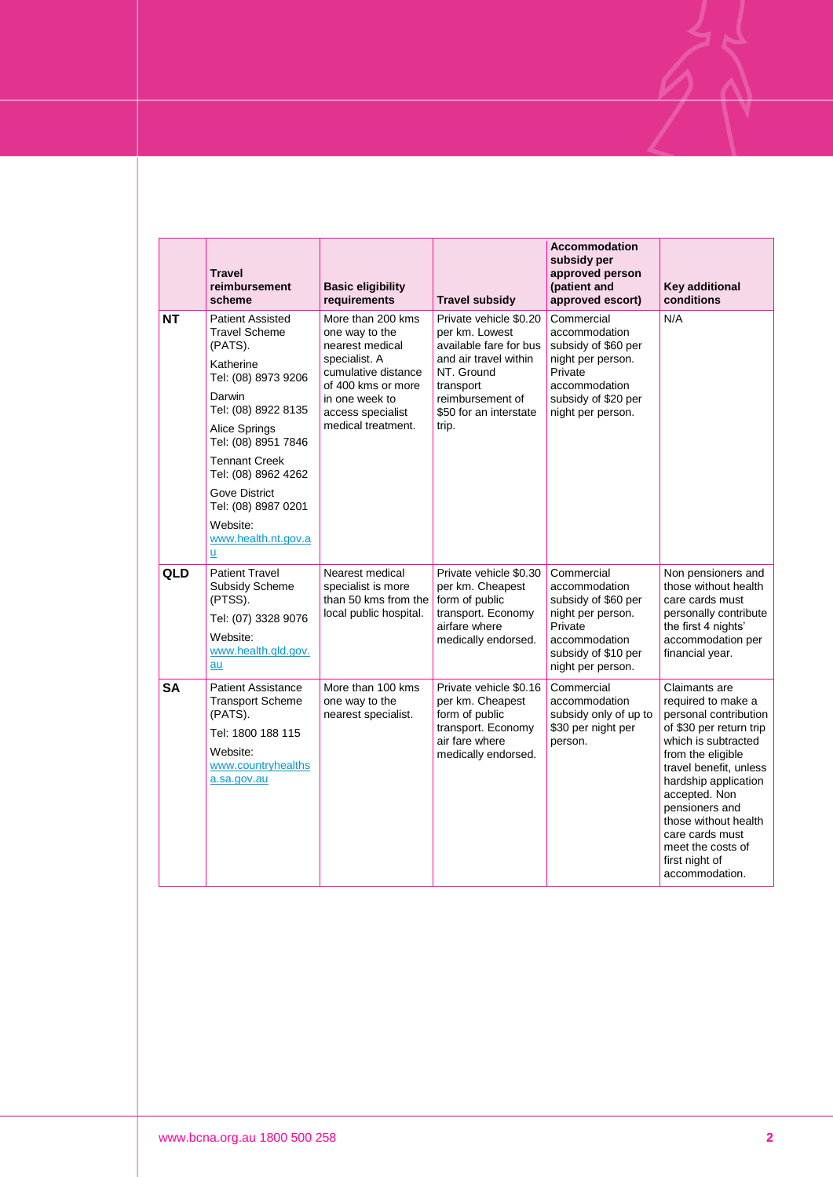| | Travel reimbursement scheme | Basic eligibility requirements | Travel subsidy | Accommodation subsidy per approved person (patient and approved escort) | Key additional conditions |
|---|---|---|---|---|---|
| **NT** | Patient Assisted Travel Scheme (PATS).<br>Katherine<br>Tel: (08) 8973 9206<br>Darwin<br>Tel: (08) 8922 8135<br>Alice Springs<br>Tel: (08) 8951 7846<br>Tennant Creek<br>Tel: (08) 8962 4262<br>Gove District<br>Tel: (08) 8987 0201<br>Website:<br>www.health.nt.gov.au | More than 200 kms one way to the nearest medical specialist. A cumulative distance of 400 kms or more in one week to access specialist medical treatment. | Private vehicle $0.20 per km. Lowest available fare for bus and air travel within NT. Ground transport reimbursement of $50 for an interstate trip. | Commercial accommodation subsidy of $60 per night per person. Private accommodation subsidy of $20 per night per person. | N/A |
| **QLD** | Patient Travel Subsidy Scheme (PTSS).<br>Tel: (07) 3328 9076<br>Website:<br>www.health.qld.gov.au | Nearest medical specialist is more than 50 kms from the local public hospital. | Private vehicle $0.30 per km. Cheapest form of public transport. Economy airfare where medically endorsed. | Commercial accommodation subsidy of $60 per night per person. Private accommodation subsidy of $10 per night per person. | Non pensioners and those without health care cards must personally contribute the first 4 nights' accommodation per financial year. |
| **SA** | Patient Assistance Transport Scheme (PATS).<br>Tel: 1800 188 115<br>Website:<br>www.countryhealthsa.sa.gov.au | More than 100 kms one way to the nearest specialist. | Private vehicle $0.16 per km. Cheapest form of public transport. Economy air fare where medically endorsed. | Commercial accommodation subsidy only of up to $30 per night per person. | Claimants are required to make a personal contribution of $30 per return trip which is subtracted from the eligible travel benefit, unless hardship application accepted. Non pensioners and those without health care cards must meet the costs of first night of accommodation. |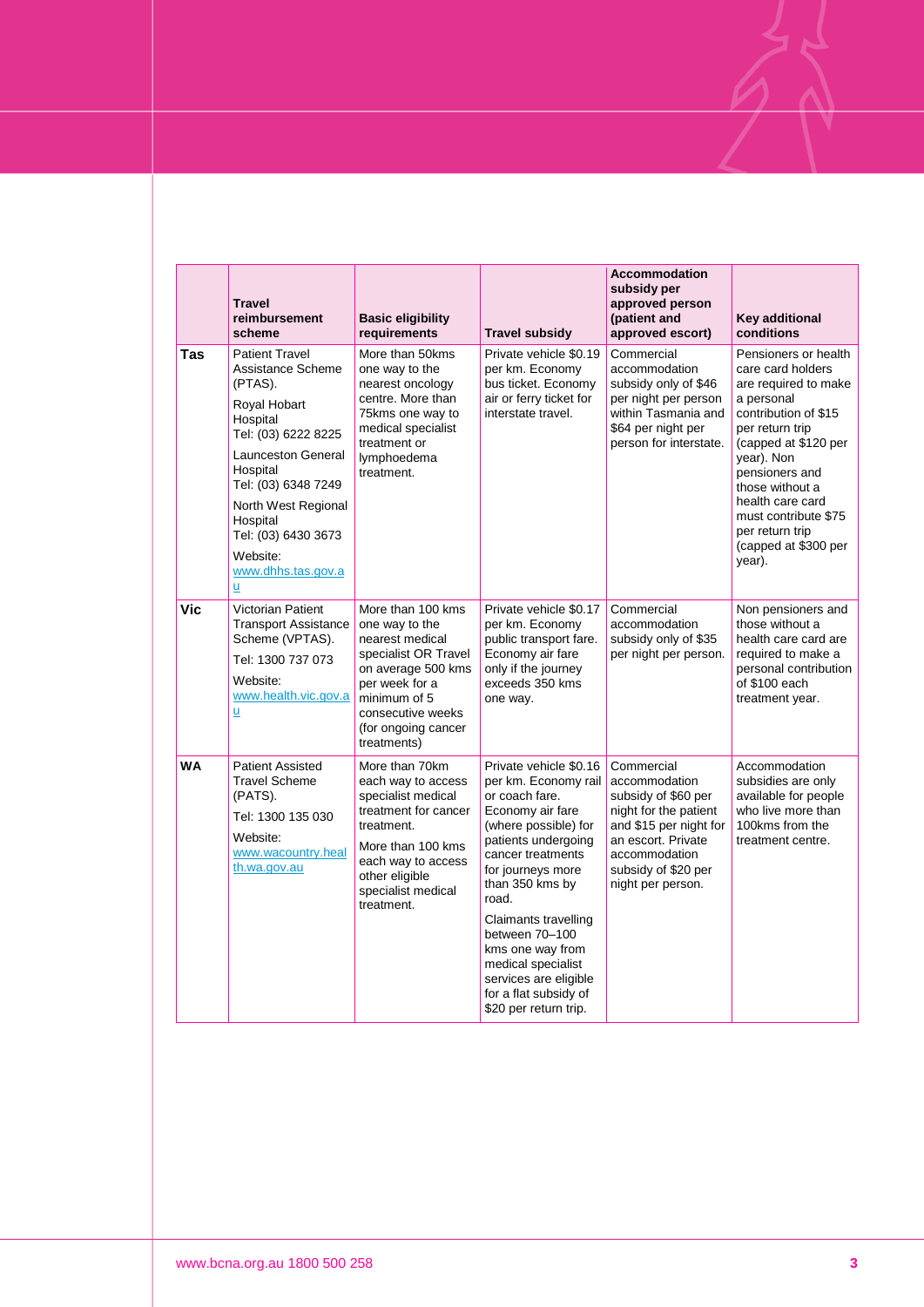| | Travel reimbursement scheme | Basic eligibility requirements | Travel subsidy | Accommodation subsidy per approved person (patient and approved escort) | Key additional conditions |
|---|---|---|---|---|---|
| **Tas** | Patient Travel Assistance Scheme (PTAS). Royal Hobart Hospital Tel: (03) 6222 8225 Launceston General Hospital Tel: (03) 6348 7249 North West Regional Hospital Tel: (03) 6430 3673 Website: www.dhhs.tas.gov.au | More than 50kms one way to the nearest oncology centre. More than 75kms one way to medical specialist treatment or lymphoedema treatment. | Private vehicle $0.19 per km. Economy bus ticket. Economy air or ferry ticket for interstate travel. | Commercial accommodation subsidy only of $46 per night per person within Tasmania and $64 per night per person for interstate. | Pensioners or health care card holders are required to make a personal contribution of $15 per return trip (capped at $120 per year). Non pensioners and those without a health care card must contribute $75 per return trip (capped at $300 per year). |
| **Vic** | Victorian Patient Transport Assistance Scheme (VPTAS). Tel: 1300 737 073 Website: www.health.vic.gov.au | More than 100 kms one way to the nearest medical specialist OR Travel on average 500 kms per week for a minimum of 5 consecutive weeks (for ongoing cancer treatments) | Private vehicle $0.17 per km. Economy public transport fare. Economy air fare only if the journey exceeds 350 kms one way. | Commercial accommodation subsidy only of $35 per night per person. | Non pensioners and those without a health care card are required to make a personal contribution of $100 each treatment year. |
| **WA** | Patient Assisted Travel Scheme (PATS). Tel: 1300 135 030 Website: www.wacountry.health.wa.gov.au | More than 70km each way to access specialist medical treatment for cancer treatment. More than 100 kms each way to access other eligible specialist medical treatment. | Private vehicle $0.16 per km. Economy rail or coach fare. Economy air fare (where possible) for patients undergoing cancer treatments for journeys more than 350 kms by road. Claimants travelling between 70–100 kms one way from medical specialist services are eligible for a flat subsidy of $20 per return trip. | Commercial accommodation subsidy of $60 per night for the patient and $15 per night for an escort. Private accommodation subsidy of $20 per night per person. | Accommodation subsidies are only available for people who live more than 100kms from the treatment centre. |

www.bcna.org.au 1800 500 258